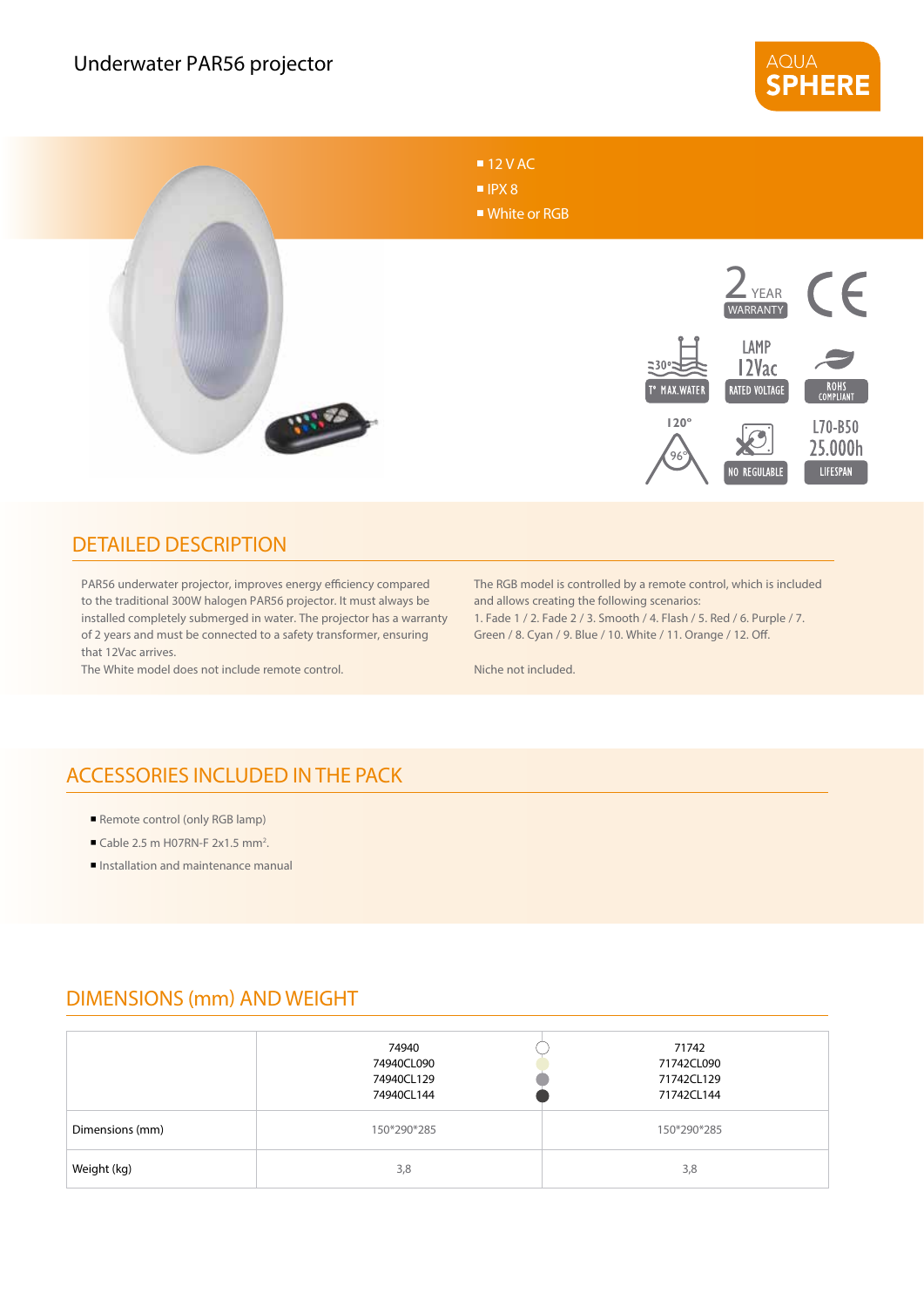# Underwater PAR56 projector

AQUA SPHERE

- 12 V AC
- IPX 8
- White or RGB

2 YEAR WARRANTY

30° T° MAX.WATER

LAMP 12Vac RATED VOLTAGE

ROHS COMPLIANT

120° 96°

NO REGULABLE

L70-B50 25.000h LIFESPAN

## DETAILED DESCRIPTION

PAR56 underwater projector, improves energy efficiency compared to the traditional 300W halogen PAR56 projector. It must always be installed completely submerged in water. The projector has a warranty of 2 years and must be connected to a safety transformer, ensuring that 12Vac arrives.
The White model does not include remote control.

The RGB model is controlled by a remote control, which is included and allows creating the following scenarios:
1. Fade 1 / 2. Fade 2 / 3. Smooth / 4. Flash / 5. Red / 6. Purple / 7. Green / 8. Cyan / 9. Blue / 10. White / 11. Orange / 12. Off.

Niche not included.

## ACCESSORIES INCLUDED IN THE PACK

- Remote control (only RGB lamp)
- Cable 2.5 m H07RN-F 2x1.5 mm².
- Installation and maintenance manual

## DIMENSIONS (mm) AND WEIGHT

| | 74940<br>74940CL090<br>74940CL129<br>74940CL144 | 71742<br>71742CL090<br>71742CL129<br>71742CL144 |
|---|---|---|
| Dimensions (mm) | 150*290*285 | 150*290*285 |
| Weight (kg) | 3,8 | 3,8 |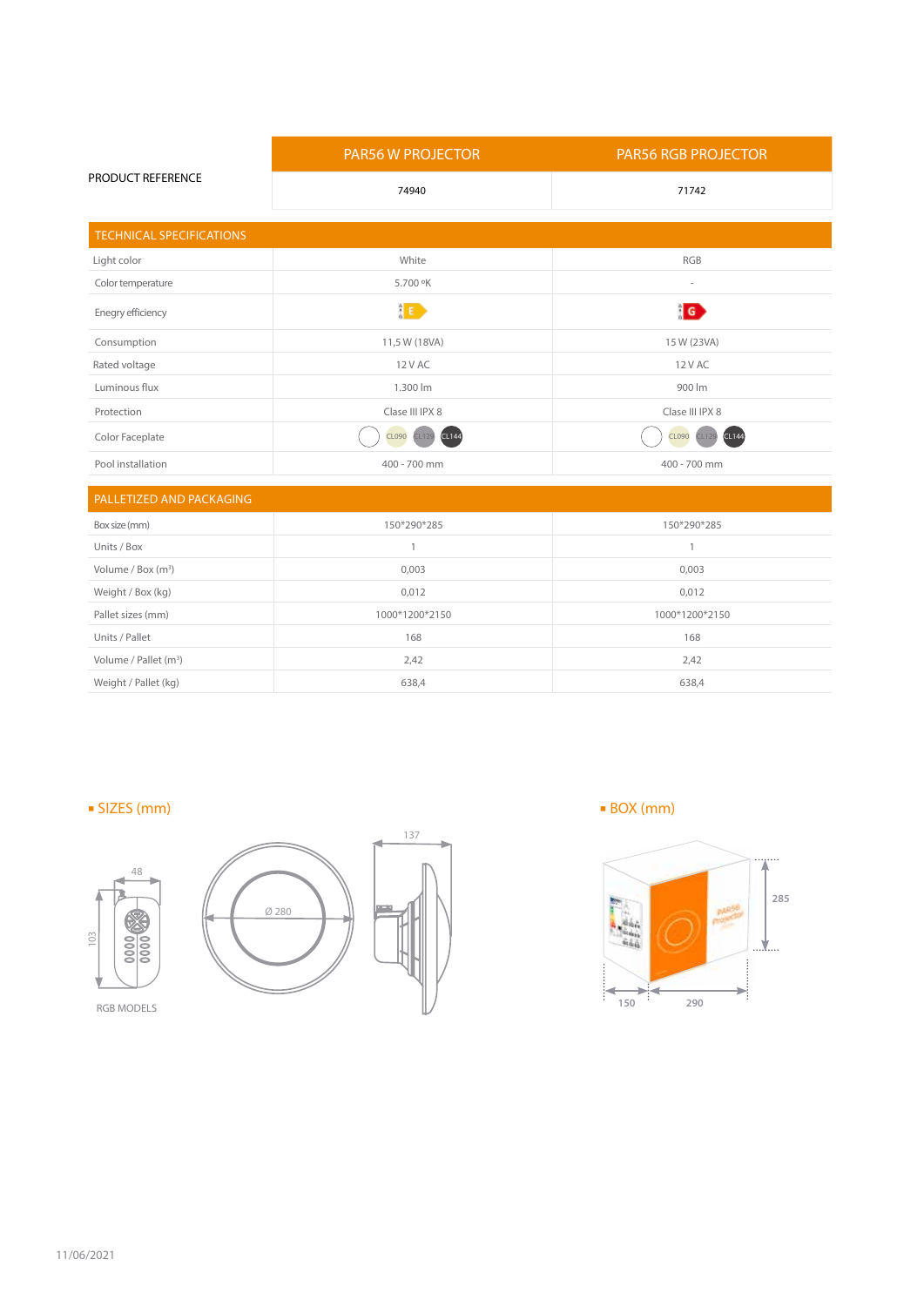| PRODUCT REFERENCE | PAR56 W PROJECTOR | PAR56 RGB PROJECTOR |
|---|---|---|
| | 74940 | 71742 |

| TECHNICAL SPECIFICATIONS | | |
|---|---|---|
| Light color | White | RGB |
| Color temperature | 5.700 ºK | - |
| Enegry efficiency | E | G |
| Consumption | 11,5 W (18VA) | 15 W (23VA) |
| Rated voltage | 12 V AC | 12 V AC |
| Luminous flux | 1.300 lm | 900 lm |
| Protection | Clase III IPX 8 | Clase III IPX 8 |
| Color Faceplate | CL090 CL129 CL144 | CL090 CL129 CL144 |
| Pool installation | 400 - 700 mm | 400 - 700 mm |

| PALLETIZED AND PACKAGING | | |
|---|---|---|
| Box size (mm) | 150*290*285 | 150*290*285 |
| Units / Box | 1 | 1 |
| Volume / Box (m³) | 0,003 | 0,003 |
| Weight / Box (kg) | 0,012 | 0,012 |
| Pallet sizes (mm) | 1000*1200*2150 | 1000*1200*2150 |
| Units / Pallet | 168 | 168 |
| Volume / Pallet (m³) | 2,42 | 2,42 |
| Weight / Pallet (kg) | 638,4 | 638,4 |

## SIZES (mm)

48

103

RGB MODELS

Ø 280

137

## BOX (mm)

285

150

290

11/06/2021